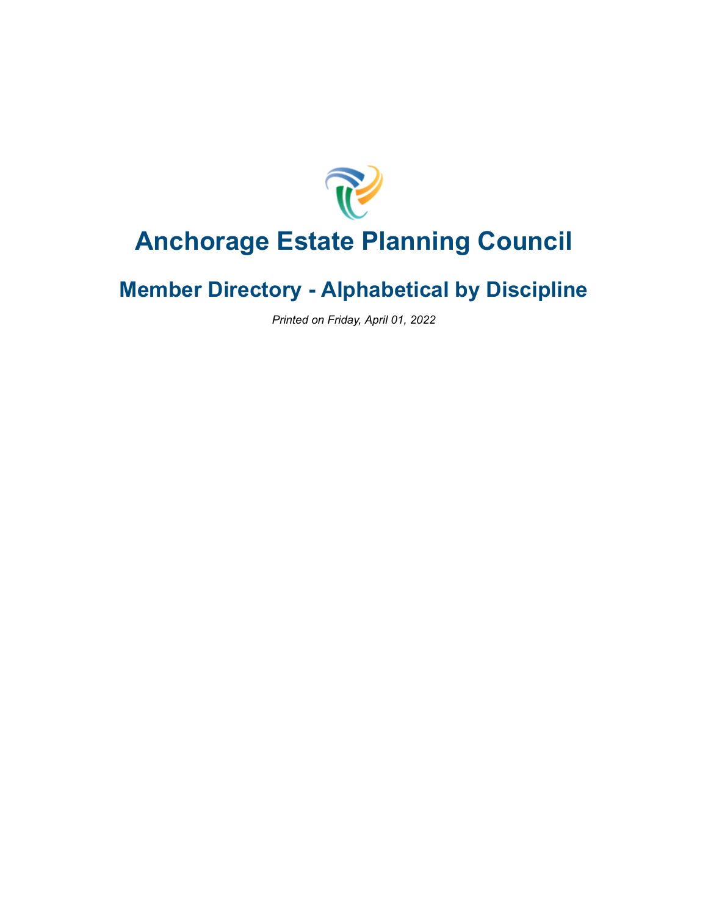# Anchorage Estate Planning Council

## Member Directory - Alphabetical by Discipline

*Printed on Friday, April 01, 2022*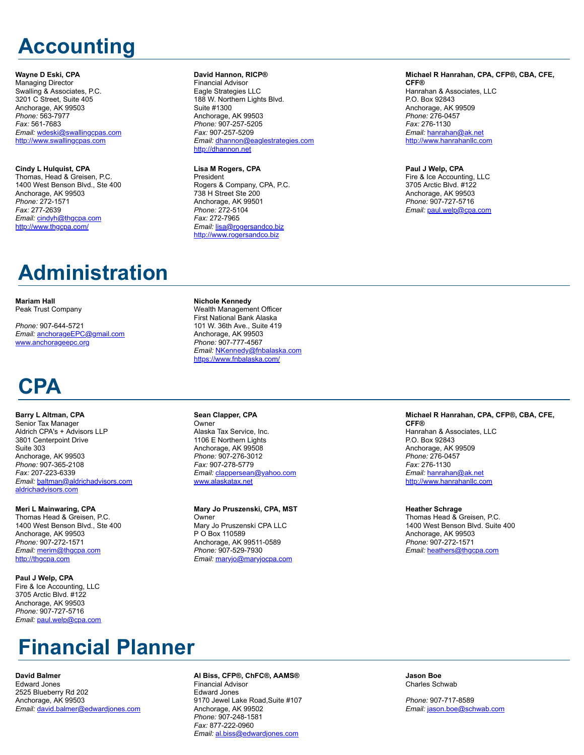# Accounting

**Wayne D Eski, CPA**
Managing Director
Swalling & Associates, P.C.
3201 C Street, Suite 405
Anchorage, AK 99503
*Phone:* 563-7977
*Fax:* 561-7683
*Email:* wdeski@swallingcpas.com
http://www.swallingcpas.com

**Cindy L Hulquist, CPA**
Thomas, Head & Greisen, P.C.
1400 West Benson Blvd., Ste 400
Anchorage, AK 99503
*Phone:* 272-1571
*Fax:* 277-2639
*Email:* cindyh@thgcpa.com
http://www.thgcpa.com/

**David Hannon, RICP®**
Financial Advisor
Eagle Strategies LLC
188 W. Northern Lights Blvd.
Suite #1300
Anchorage, AK 99503
*Phone:* 907-257-5205
*Fax:* 907-257-5209
*Email:* dhannon@eaglestrategies.com
http://dhannon.net

**Lisa M Rogers, CPA**
President
Rogers & Company, CPA, P.C.
738 H Street Ste 200
Anchorage, AK 99501
*Phone:* 272-5104
*Fax:* 272-7965
*Email:* lisa@rogersandco.biz
http://www.rogersandco.biz

**Michael R Hanrahan, CPA, CFP®, CBA, CFE, CFF®**
Hanrahan & Associates, LLC
P.O. Box 92843
Anchorage, AK 99509
*Phone:* 276-0457
*Fax:* 276-1130
*Email:* hanrahan@ak.net
http://www.hanrahanllc.com

**Paul J Welp, CPA**
Fire & Ice Accounting, LLC
3705 Arctic Blvd. #122
Anchorage, AK 99503
*Phone:* 907-727-5716
*Email:* paul.welp@cpa.com

# Administration

**Mariam Hall**
Peak Trust Company

*Phone:* 907-644-5721
*Email:* anchorageEPC@gmail.com
www.anchorageepc.org

**Nichole Kennedy**
Wealth Management Officer
First National Bank Alaska
101 W. 36th Ave., Suite 419
Anchorage, AK 99503
*Phone:* 907-777-4567
*Email:* NKennedy@fnbalaska.com
https://www.fnbalaska.com/

# CPA

**Barry L Altman, CPA**
Senior Tax Manager
Aldrich CPA's + Advisors LLP
3801 Centerpoint Drive
Suite 303
Anchorage, AK 99503
*Phone:* 907-365-2108
*Fax:* 207-223-6339
*Email:* baltman@aldrichadvisors.com
aldrichadvisors.com

**Meri L Mainwaring, CPA**
Thomas Head & Greisen, P.C.
1400 West Benson Blvd., Ste 400
Anchorage, AK 99503
*Phone:* 907-272-1571
*Email:* merim@thgcpa.com
http://thgcpa.com

**Paul J Welp, CPA**
Fire & Ice Accounting, LLC
3705 Arctic Blvd. #122
Anchorage, AK 99503
*Phone:* 907-727-5716
*Email:* paul.welp@cpa.com

**Sean Clapper, CPA**
Owner
Alaska Tax Service, Inc.
1106 E Northern Lights
Anchorage, AK 99508
*Phone:* 907-276-3012
*Fax:* 907-278-5779
*Email:* clappersean@yahoo.com
www.alaskatax.net

**Mary Jo Pruszenski, CPA, MST**
Owner
Mary Jo Pruszenski CPA LLC
P O Box 110589
Anchorage, AK 99511-0589
*Phone:* 907-529-7930
*Email:* maryjo@maryjocpa.com

**Michael R Hanrahan, CPA, CFP®, CBA, CFE, CFF®**
Hanrahan & Associates, LLC
P.O. Box 92843
Anchorage, AK 99509
*Phone:* 276-0457
*Fax:* 276-1130
*Email:* hanrahan@ak.net
http://www.hanrahanllc.com

**Heather Schrage**
Thomas Head & Greisen, P.C.
1400 West Benson Blvd. Suite 400
Anchorage, AK 99503
*Phone:* 907-272-1571
*Email:* heathers@thgcpa.com

# Financial Planner

**David Balmer**
Edward Jones
2525 Blueberry Rd 202
Anchorage, AK 99503
*Email:* david.balmer@edwardjones.com

**Al Biss, CFP®, ChFC®, AAMS®**
Financial Advisor
Edward Jones
9170 Jewel Lake Road,Suite #107
Anchorage, AK 99502
*Phone:* 907-248-1581
*Fax:* 877-222-0960
*Email:* al.biss@edwardjones.com

**Jason Boe**
Charles Schwab

*Phone:* 907-717-8589
*Email:* jason.boe@schwab.com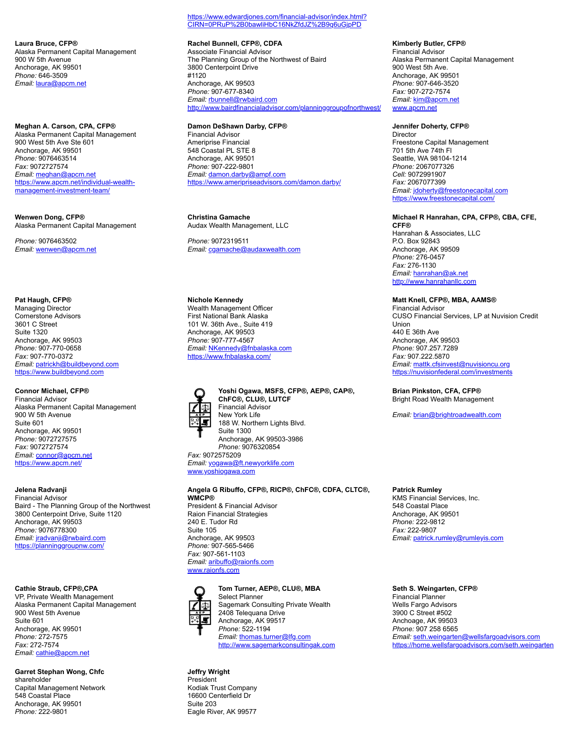https://www.edwardjones.com/financial-advisor/index.html?CIRN=0PRuP%2B0bawliHbC16NkZfdJZ%2B9q6uGjpPD

**Laura Bruce, CFP®**
Alaska Permanent Capital Management
900 W 5th Avenue
Anchorage, AK 99501
*Phone:* 646-3509
*Email:* laura@apcm.net

**Rachel Bunnell, CFP®, CDFA**
Associate Financial Advisor
The Planning Group of the Northwest of Baird
3800 Centerpoint Drive
#1120
Anchorage, AK 99503
*Phone:* 907-677-8340
*Email:* rbunnell@rwbaird.com
http://www.bairdfinancialadvisor.com/planninggroupofnorthwest/

**Kimberly Butler, CFP®**
Financial Advisor
Alaska Permanent Capital Management
900 West 5th Ave.
Anchorage, AK 99501
*Phone:* 907-646-3520
*Fax:* 907-272-7574
*Email:* kim@apcm.net
www.apcm.net

**Meghan A. Carson, CPA, CFP®**
Alaska Permanent Capital Management
900 West 5th Ave Ste 601
Anchorage, AK 99501
*Phone:* 9076463514
*Fax:* 9072727574
*Email:* meghan@apcm.net
https://www.apcm.net/individual-wealth-management-investment-team/

**Damon DeShawn Darby, CFP®**
Financial Advisor
Ameriprise Financial
548 Coastal PL STE 8
Anchorage, AK 99501
*Phone:* 907-222-9801
*Email:* damon.darby@ampf.com
https://www.ameripriseadvisors.com/damon.darby/

**Jennifer Doherty, CFP®**
Director
Freestone Capital Management
701 5th Ave 74th Fl
Seattle, WA 98104-1214
*Phone:* 2067077326
*Cell:* 9072991907
*Fax:* 2067077399
*Email:* jdoherty@freestonecapital.com
https://www.freestonecapital.com/

**Wenwen Dong, CFP®**
Alaska Permanent Capital Management

*Phone:* 9076463502
*Email:* wenwen@apcm.net

**Christina Gamache**
Audax Wealth Management, LLC

*Phone:* 9072319511
*Email:* cgamache@audaxwealth.com

**Michael R Hanrahan, CPA, CFP®, CBA, CFE, CFF®**
Hanrahan & Associates, LLC
P.O. Box 92843
Anchorage, AK 99509
*Phone:* 276-0457
*Fax:* 276-1130
*Email:* hanrahan@ak.net
http://www.hanrahanllc.com

**Pat Haugh, CFP®**
Managing Director
Cornerstone Advisors
3601 C Street
Suite 1320
Anchorage, AK 99503
*Phone:* 907-770-0658
*Fax:* 907-770-0372
*Email:* patrickh@buildbeyond.com
https://www.buildbeyond.com

**Nichole Kennedy**
Wealth Management Officer
First National Bank Alaska
101 W. 36th Ave., Suite 419
Anchorage, AK 99503
*Phone:* 907-777-4567
*Email:* NKennedy@fnbalaska.com
https://www.fnbalaska.com/

**Matt Knell, CFP®, MBA, AAMS®**
Financial Advisor
CUSO Financial Services, LP at Nuvision Credit Union
440 E 36th Ave
Anchorage, AK 99503
*Phone:* 907.257.7289
*Fax:* 907.222.5870
*Email:* mattk.cfsinvest@nuvisioncu.org
https://nuvisionfederal.com/investments

**Connor Michael, CFP®**
Financial Advisor
Alaska Permanent Capital Management
900 W 5th Avenue
Suite 601
Anchorage, AK 99501
*Phone:* 9072727575
*Fax:* 9072727574
*Email:* connor@apcm.net
https://www.apcm.net/

**Yoshi Ogawa, MSFS, CFP®, AEP®, CAP®, ChFC®, CLU®, LUTCF**
Financial Advisor
New York Life
188 W. Northern Lights Blvd.
Suite 1300
Anchorage, AK 99503-3986
*Phone:* 9076320854
*Fax:* 9072575209
*Email:* yogawa@ft.newyorklife.com
www.yoshiogawa.com

**Brian Pinkston, CFA, CFP®**
Bright Road Wealth Management

*Email:* brian@brightroadwealth.com

**Jelena Radvanji**
Financial Advisor
Baird - The Planning Group of the Northwest
3800 Centerpoint Drive, Suite 1120
Anchorage, AK 99503
*Phone:* 9076778300
*Email:* jradvanji@rwbaird.com
https://planninggroupnw.com/

**Angela G Ribuffo, CFP®, RICP®, ChFC®, CDFA, CLTC®, WMCP®**
President & Financial Advisor
Raion Financial Strategies
240 E. Tudor Rd
Suite 105
Anchorage, AK 99503
*Phone:* 907-565-5466
*Fax:* 907-561-1103
*Email:* aribuffo@raionfs.com
www.raionfs.com

**Patrick Rumley**
KMS Financial Services, Inc.
548 Coastal Place
Anchorage, AK 99501
*Phone:* 222-9812
*Fax:* 222-9807
*Email:* patrick.rumley@rumleyis.com

**Cathie Straub, CFP®,CPA**
VP, Private Wealth Management
Alaska Permanent Capital Management
900 West 5th Avenue
Suite 601
Anchorage, AK 99501
*Phone:* 272-7575
*Fax:* 272-7574
*Email:* cathie@apcm.net

**Tom Turner, AEP®, CLU®, MBA**
Select Planner
Sagemark Consulting Private Wealth
2408 Telequana Drive
Anchorage, AK 99517
*Phone:* 522-1194
*Email:* thomas.turner@lfg.com
http://www.sagemarkconsultingak.com

**Seth S. Weingarten, CFP®**
Financial Planner
Wells Fargo Advisors
3900 C Street #502
Anchoage, AK 99503
*Phone:* 907 258 6565
*Email:* seth.weingarten@wellsfargoadvisors.com
https://home.wellsfargoadvisors.com/seth.weingarten

**Garret Stephan Wong, Chfc**
shareholder
Capital Management Network
548 Coastal Place
Anchorage, AK 99501
*Phone:* 222-9801

**Jeffry Wright**
President
Kodiak Trust Company
16600 Centerfield Dr
Suite 203
Eagle River, AK 99577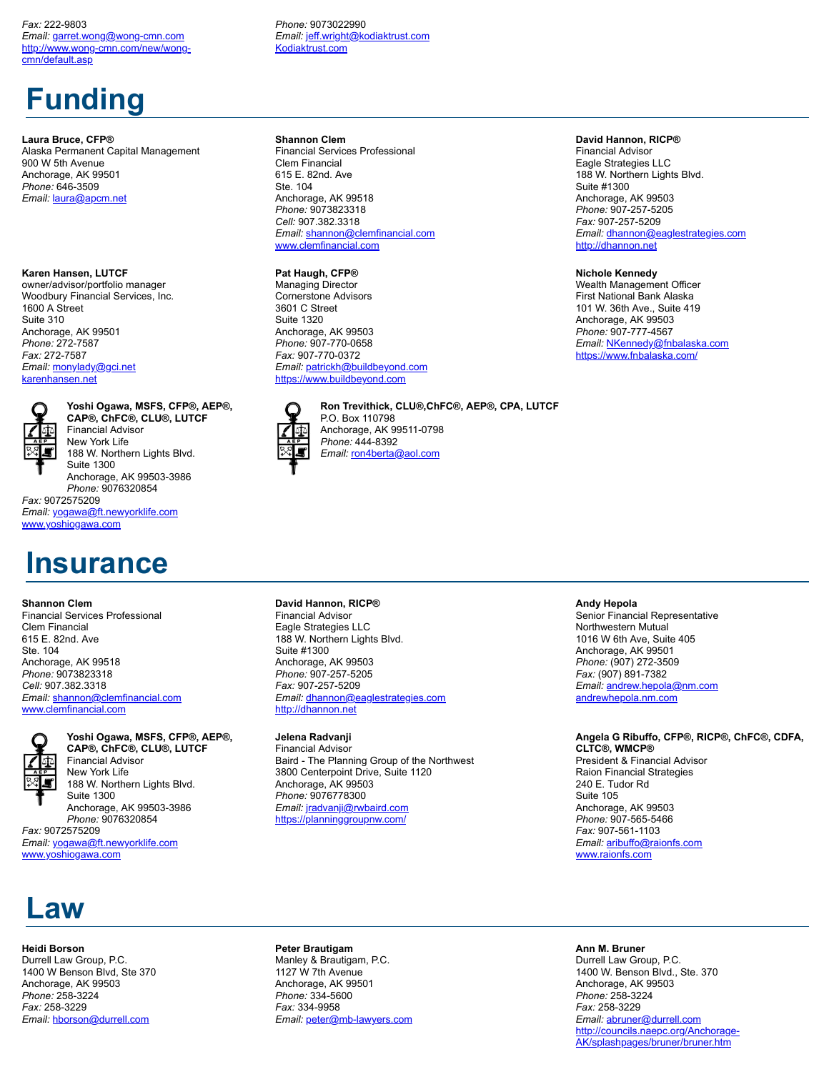*Fax:* 222-9803
*Email:* garret.wong@wong-cmn.com
http://www.wong-cmn.com/new/wong-cmn/default.asp

*Phone:* 9073022990
*Email:* jeff.wright@kodiaktrust.com
Kodiaktrust.com

# Funding

**Laura Bruce, CFP®**
Alaska Permanent Capital Management
900 W 5th Avenue
Anchorage, AK 99501
*Phone:* 646-3509
*Email:* laura@apcm.net

**Shannon Clem**
Financial Services Professional
Clem Financial
615 E. 82nd. Ave
Ste. 104
Anchorage, AK 99518
*Phone:* 9073823318
*Cell:* 907.382.3318
*Email:* shannon@clemfinancial.com
www.clemfinancial.com

**David Hannon, RICP®**
Financial Advisor
Eagle Strategies LLC
188 W. Northern Lights Blvd.
Suite #1300
Anchorage, AK 99503
*Phone:* 907-257-5205
*Fax:* 907-257-5209
*Email:* dhannon@eaglestrategies.com
http://dhannon.net

**Karen Hansen, LUTCF**
owner/advisor/portfolio manager
Woodbury Financial Services, Inc.
1600 A Street
Suite 310
Anchorage, AK 99501
*Phone:* 272-7587
*Fax:* 272-7587
*Email:* monylady@gci.net
karenhansen.net

**Pat Haugh, CFP®**
Managing Director
Cornerstone Advisors
3601 C Street
Suite 1320
Anchorage, AK 99503
*Phone:* 907-770-0658
*Fax:* 907-770-0372
*Email:* patrickh@buildbeyond.com
https://www.buildbeyond.com

**Nichole Kennedy**
Wealth Management Officer
First National Bank Alaska
101 W. 36th Ave., Suite 419
Anchorage, AK 99503
*Phone:* 907-777-4567
*Email:* NKennedy@fnbalaska.com
https://www.fnbalaska.com/

**Yoshi Ogawa, MSFS, CFP®, AEP®, CAP®, ChFC®, CLU®, LUTCF**
Financial Advisor
New York Life
188 W. Northern Lights Blvd.
Suite 1300
Anchorage, AK 99503-3986
*Phone:* 9076320854
*Fax:* 9072575209
*Email:* yogawa@ft.newyorklife.com
www.yoshiogawa.com

**Ron Trevithick, CLU®,ChFC®, AEP®, CPA, LUTCF**
P.O. Box 110798
Anchorage, AK 99511-0798
*Phone:* 444-8392
*Email:* ron4berta@aol.com

# Insurance

**Shannon Clem**
Financial Services Professional
Clem Financial
615 E. 82nd. Ave
Ste. 104
Anchorage, AK 99518
*Phone:* 9073823318
*Cell:* 907.382.3318
*Email:* shannon@clemfinancial.com
www.clemfinancial.com

**David Hannon, RICP®**
Financial Advisor
Eagle Strategies LLC
188 W. Northern Lights Blvd.
Suite #1300
Anchorage, AK 99503
*Phone:* 907-257-5205
*Fax:* 907-257-5209
*Email:* dhannon@eaglestrategies.com
http://dhannon.net

**Andy Hepola**
Senior Financial Representative
Northwestern Mutual
1016 W 6th Ave, Suite 405
Anchorage, AK 99501
*Phone:* (907) 272-3509
*Fax:* (907) 891-7382
*Email:* andrew.hepola@nm.com
andrewhepola.nm.com

**Yoshi Ogawa, MSFS, CFP®, AEP®, CAP®, ChFC®, CLU®, LUTCF**
Financial Advisor
New York Life
188 W. Northern Lights Blvd.
Suite 1300
Anchorage, AK 99503-3986
*Phone:* 9076320854
*Fax:* 9072575209
*Email:* yogawa@ft.newyorklife.com
www.yoshiogawa.com

**Jelena Radvanji**
Financial Advisor
Baird - The Planning Group of the Northwest
3800 Centerpoint Drive, Suite 1120
Anchorage, AK 99503
*Phone:* 9076778300
*Email:* jradvanji@rwbaird.com
https://planninggroupnw.com/

**Angela G Ribuffo, CFP®, RICP®, ChFC®, CDFA, CLTC®, WMCP®**
President & Financial Advisor
Raion Financial Strategies
240 E. Tudor Rd
Suite 105
Anchorage, AK 99503
*Phone:* 907-565-5466
*Fax:* 907-561-1103
*Email:* aribuffo@raionfs.com
www.raionfs.com

# Law

**Heidi Borson**
Durrell Law Group, P.C.
1400 W Benson Blvd, Ste 370
Anchorage, AK 99503
*Phone:* 258-3224
*Fax:* 258-3229
*Email:* hborson@durrell.com

**Peter Brautigam**
Manley & Brautigam, P.C.
1127 W 7th Avenue
Anchorage, AK 99501
*Phone:* 334-5600
*Fax:* 334-9958
*Email:* peter@mb-lawyers.com

**Ann M. Bruner**
Durrell Law Group, P.C.
1400 W. Benson Blvd., Ste. 370
Anchorage, AK 99503
*Phone:* 258-3224
*Fax:* 258-3229
*Email:* abruner@durrell.com
http://councils.naepc.org/Anchorage-AK/splashpages/bruner/bruner.htm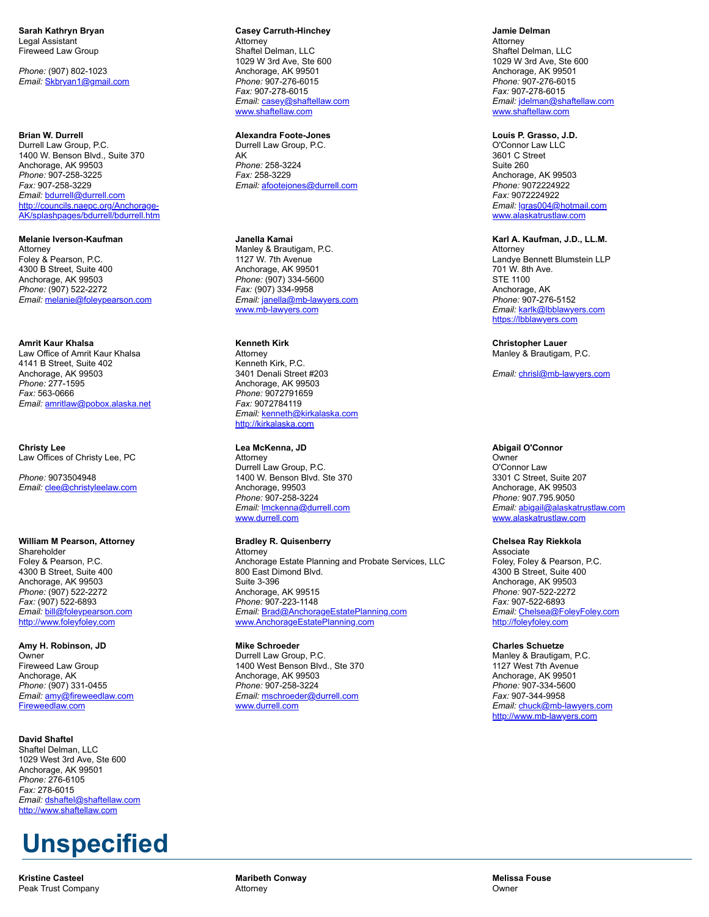**Sarah Kathryn Bryan**
Legal Assistant
Fireweed Law Group

*Phone:* (907) 802-1023
*Email:* Skbryan1@gmail.com

**Casey Carruth-Hinchey**
Attorney
Shaftel Delman, LLC
1029 W 3rd Ave, Ste 600
Anchorage, AK 99501
*Phone:* 907-276-6015
*Fax:* 907-278-6015
*Email:* casey@shaftellaw.com
www.shaftellaw.com

**Jamie Delman**
Attorney
Shaftel Delman, LLC
1029 W 3rd Ave, Ste 600
Anchorage, AK 99501
*Phone:* 907-276-6015
*Fax:* 907-278-6015
*Email:* jdelman@shaftellaw.com
www.shaftellaw.com

**Brian W. Durrell**
Durrell Law Group, P.C.
1400 W. Benson Blvd., Suite 370
Anchorage, AK 99503
*Phone:* 907-258-3225
*Fax:* 907-258-3229
*Email:* bdurrell@durrell.com
http://councils.naepc.org/Anchorage-AK/splashpages/bdurrell/bdurrell.htm

**Alexandra Foote-Jones**
Durrell Law Group, P.C.
AK
*Phone:* 258-3224
*Fax:* 258-3229
*Email:* afootejones@durrell.com

**Louis P. Grasso, J.D.**
O'Connor Law LLC
3601 C Street
Suite 260
Anchorage, AK 99503
*Phone:* 9072224922
*Fax:* 9072224922
*Email:* lgras004@hotmail.com
www.alaskatrustlaw.com

**Melanie Iverson-Kaufman**
Attorney
Foley & Pearson, P.C.
4300 B Street, Suite 400
Anchorage, AK 99503
*Phone:* (907) 522-2272
*Email:* melanie@foleypearson.com

**Janella Kamai**
Manley & Brautigam, P.C.
1127 W. 7th Avenue
Anchorage, AK 99501
*Phone:* (907) 334-5600
*Fax:* (907) 334-9958
*Email:* janella@mb-lawyers.com
www.mb-lawyers.com

**Karl A. Kaufman, J.D., LL.M.**
Attorney
Landye Bennett Blumstein LLP
701 W. 8th Ave.
STE 1100
Anchorage, AK
*Phone:* 907-276-5152
*Email:* karlk@lbblawyers.com
https://lbblawyers.com

**Amrit Kaur Khalsa**
Law Office of Amrit Kaur Khalsa
4141 B Street, Suite 402
Anchorage, AK 99503
*Phone:* 277-1595
*Fax:* 563-0666
*Email:* amritlaw@pobox.alaska.net

**Kenneth Kirk**
Attorney
Kenneth Kirk, P.C.
3401 Denali Street #203
Anchorage, AK 99503
*Phone:* 9072791659
*Fax:* 9072784119
*Email:* kenneth@kirkalaska.com
http://kirkalaska.com

**Christopher Lauer**
Manley & Brautigam, P.C.

*Email:* chrisl@mb-lawyers.com

**Christy Lee**
Law Offices of Christy Lee, PC

*Phone:* 9073504948
*Email:* clee@christyleelaw.com

**Lea McKenna, JD**
Attorney
Durrell Law Group, P.C.
1400 W. Benson Blvd. Ste 370
Anchorage, 99503
*Phone:* 907-258-3224
*Email:* lmckenna@durrell.com
www.durrell.com

**Abigail O'Connor**
Owner
O'Connor Law
3301 C Street, Suite 207
Anchorage, AK 99503
*Phone:* 907.795.9050
*Email:* abigail@alaskatrustlaw.com
www.alaskatrustlaw.com

**William M Pearson, Attorney**
Shareholder
Foley & Pearson, P.C.
4300 B Street, Suite 400
Anchorage, AK 99503
*Phone:* (907) 522-2272
*Fax:* (907) 522-6893
*Email:* bill@foleypearson.com
http://www.foleyfoley.com

**Bradley R. Quisenberry**
Attorney
Anchorage Estate Planning and Probate Services, LLC
800 East Dimond Blvd.
Suite 3-396
Anchorage, AK 99515
*Phone:* 907-223-1148
*Email:* Brad@AnchorageEstatePlanning.com
www.AnchorageEstatePlanning.com

**Chelsea Ray Riekkola**
Associate
Foley, Foley & Pearson, P.C.
4300 B Street, Suite 400
Anchorage, AK 99503
*Phone:* 907-522-2272
*Fax:* 907-522-6893
*Email:* Chelsea@FoleyFoley.com
http://foleyfoley.com

**Amy H. Robinson, JD**
Owner
Fireweed Law Group
Anchorage, AK
*Phone:* (907) 331-0455
*Email:* amy@fireweedlaw.com
Fireweedlaw.com

**Mike Schroeder**
Durrell Law Group, P.C.
1400 West Benson Blvd., Ste 370
Anchorage, AK 99503
*Phone:* 907-258-3224
*Email:* mschroeder@durrell.com
www.durrell.com

**Charles Schuetze**
Manley & Brautigam, P.C.
1127 West 7th Avenue
Anchorage, AK 99501
*Phone:* 907-334-5600
*Fax:* 907-344-9958
*Email:* chuck@mb-lawyers.com
http://www.mb-lawyers.com

**David Shaftel**
Shaftel Delman, LLC
1029 West 3rd Ave, Ste 600
Anchorage, AK 99501
*Phone:* 276-6105
*Fax:* 278-6015
*Email:* dshaftel@shaftellaw.com
http://www.shaftellaw.com

# Unspecified

**Kristine Casteel**
Peak Trust Company

**Maribeth Conway**
Attorney

**Melissa Fouse**
Owner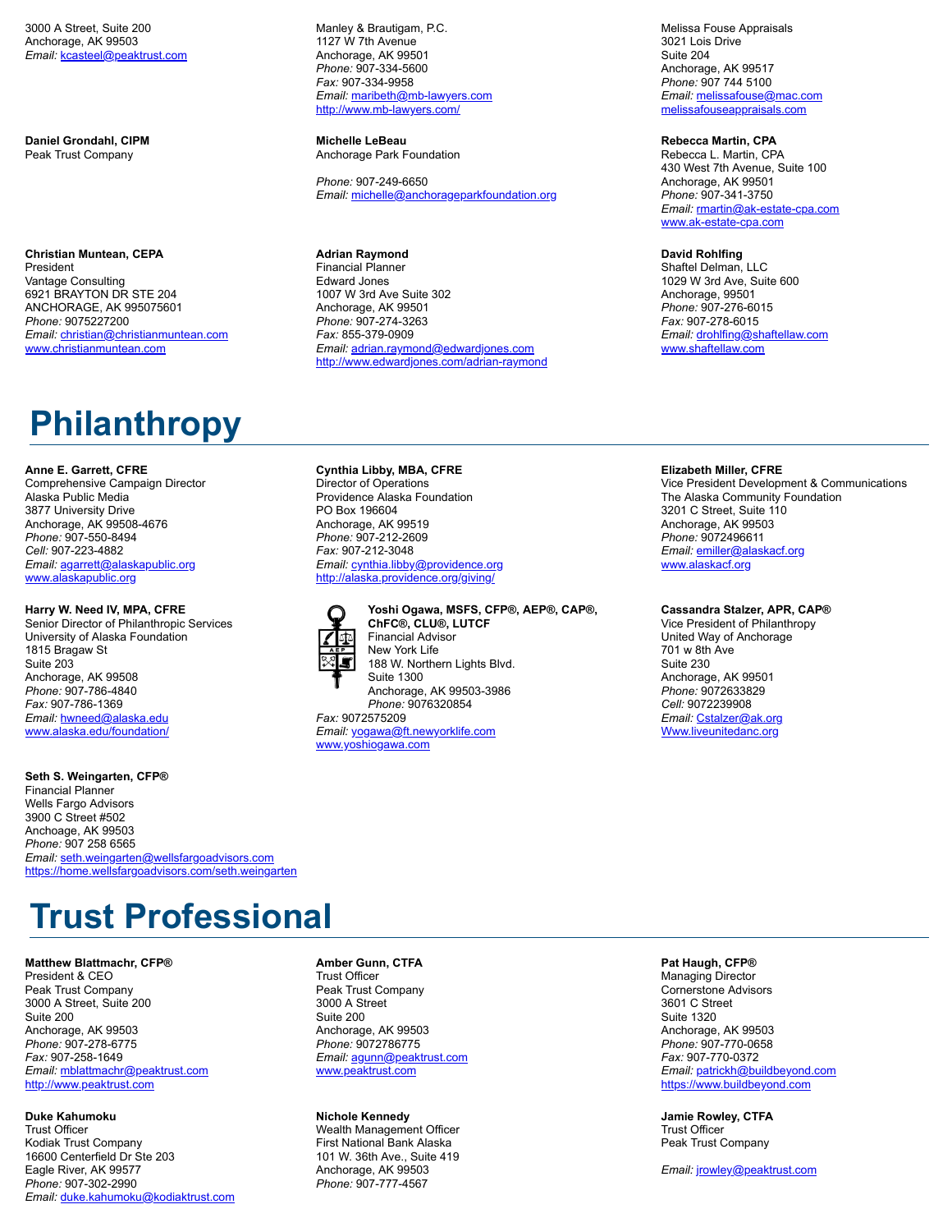3000 A Street, Suite 200
Anchorage, AK 99503
*Email:* kcasteel@peaktrust.com

**Daniel Grondahl, CIPM**
Peak Trust Company

**Christian Muntean, CEPA**
President
Vantage Consulting
6921 BRAYTON DR STE 204
ANCHORAGE, AK 995075601
*Phone:* 9075227200
*Email:* christian@christianmuntean.com
www.christianmuntean.com

Manley & Brautigam, P.C.
1127 W 7th Avenue
Anchorage, AK 99501
*Phone:* 907-334-5600
*Fax:* 907-334-9958
*Email:* maribeth@mb-lawyers.com
http://www.mb-lawyers.com/

**Michelle LeBeau**
Anchorage Park Foundation

*Phone:* 907-249-6650
*Email:* michelle@anchorageparkfoundation.org

**Adrian Raymond**
Financial Planner
Edward Jones
1007 W 3rd Ave Suite 302
Anchorage, AK 99501
*Phone:* 907-274-3263
*Fax:* 855-379-0909
*Email:* adrian.raymond@edwardjones.com
http://www.edwardjones.com/adrian-raymond

Melissa Fouse Appraisals
3021 Lois Drive
Suite 204
Anchorage, AK 99517
*Phone:* 907 744 5100
*Email:* melissafouse@mac.com
melissafouseappraisals.com

**Rebecca Martin, CPA**
Rebecca L. Martin, CPA
430 West 7th Avenue, Suite 100
Anchorage, AK 99501
*Phone:* 907-341-3750
*Email:* rmartin@ak-estate-cpa.com
www.ak-estate-cpa.com

**David Rohlfing**
Shaftel Delman, LLC
1029 W 3rd Ave, Suite 600
Anchorage, 99501
*Phone:* 907-276-6015
*Fax:* 907-278-6015
*Email:* drohlfing@shaftellaw.com
www.shaftellaw.com

# Philanthropy

**Anne E. Garrett, CFRE**
Comprehensive Campaign Director
Alaska Public Media
3877 University Drive
Anchorage, AK 99508-4676
*Phone:* 907-550-8494
*Cell:* 907-223-4882
*Email:* agarrett@alaskapublic.org
www.alaskapublic.org

**Cynthia Libby, MBA, CFRE**
Director of Operations
Providence Alaska Foundation
PO Box 196604
Anchorage, AK 99519
*Phone:* 907-212-2609
*Fax:* 907-212-3048
*Email:* cynthia.libby@providence.org
http://alaska.providence.org/giving/

**Elizabeth Miller, CFRE**
Vice President Development & Communications
The Alaska Community Foundation
3201 C Street, Suite 110
Anchorage, AK 99503
*Phone:* 9072496611
*Email:* emiller@alaskacf.org
www.alaskacf.org

**Harry W. Need IV, MPA, CFRE**
Senior Director of Philanthropic Services
University of Alaska Foundation
1815 Bragaw St
Suite 203
Anchorage, AK 99508
*Phone:* 907-786-4840
*Fax:* 907-786-1369
*Email:* hwneed@alaska.edu
www.alaska.edu/foundation/

**Yoshi Ogawa, MSFS, CFP®, AEP®, CAP®, ChFC®, CLU®, LUTCF**
Financial Advisor
New York Life
188 W. Northern Lights Blvd.
Suite 1300
Anchorage, AK 99503-3986
*Phone:* 9076320854
*Fax:* 9072575209
*Email:* yogawa@ft.newyorklife.com
www.yoshiogawa.com

**Cassandra Stalzer, APR, CAP®**
Vice President of Philanthropy
United Way of Anchorage
701 w 8th Ave
Suite 230
Anchorage, AK 99501
*Phone:* 9072633829
*Cell:* 9072239908
*Email:* Cstalzer@ak.org
Www.liveunitedanc.org

**Seth S. Weingarten, CFP®**
Financial Planner
Wells Fargo Advisors
3900 C Street #502
Anchorage, AK 99503
*Phone:* 907 258 6565
*Email:* seth.weingarten@wellsfargoadvisors.com
https://home.wellsfargoadvisors.com/seth.weingarten

# Trust Professional

**Matthew Blattmachr, CFP®**
President & CEO
Peak Trust Company
3000 A Street, Suite 200
Suite 200
Anchorage, AK 99503
*Phone:* 907-278-6775
*Fax:* 907-258-1649
*Email:* mblattmachr@peaktrust.com
http://www.peaktrust.com

**Amber Gunn, CTFA**
Trust Officer
Peak Trust Company
3000 A Street
Suite 200
Anchorage, AK 99503
*Phone:* 9072786775
*Email:* agunn@peaktrust.com
www.peaktrust.com

**Pat Haugh, CFP®**
Managing Director
Cornerstone Advisors
3601 C Street
Suite 1320
Anchorage, AK 99503
*Phone:* 907-770-0658
*Fax:* 907-770-0372
*Email:* patrickh@buildbeyond.com
https://www.buildbeyond.com

**Duke Kahumoku**
Trust Officer
Kodiak Trust Company
16600 Centerfield Dr Ste 203
Eagle River, AK 99577
*Phone:* 907-302-2990
*Email:* duke.kahumoku@kodiaktrust.com

**Nichole Kennedy**
Wealth Management Officer
First National Bank Alaska
101 W. 36th Ave., Suite 419
Anchorage, AK 99503
*Phone:* 907-777-4567

**Jamie Rowley, CTFA**
Trust Officer
Peak Trust Company

*Email:* jrowley@peaktrust.com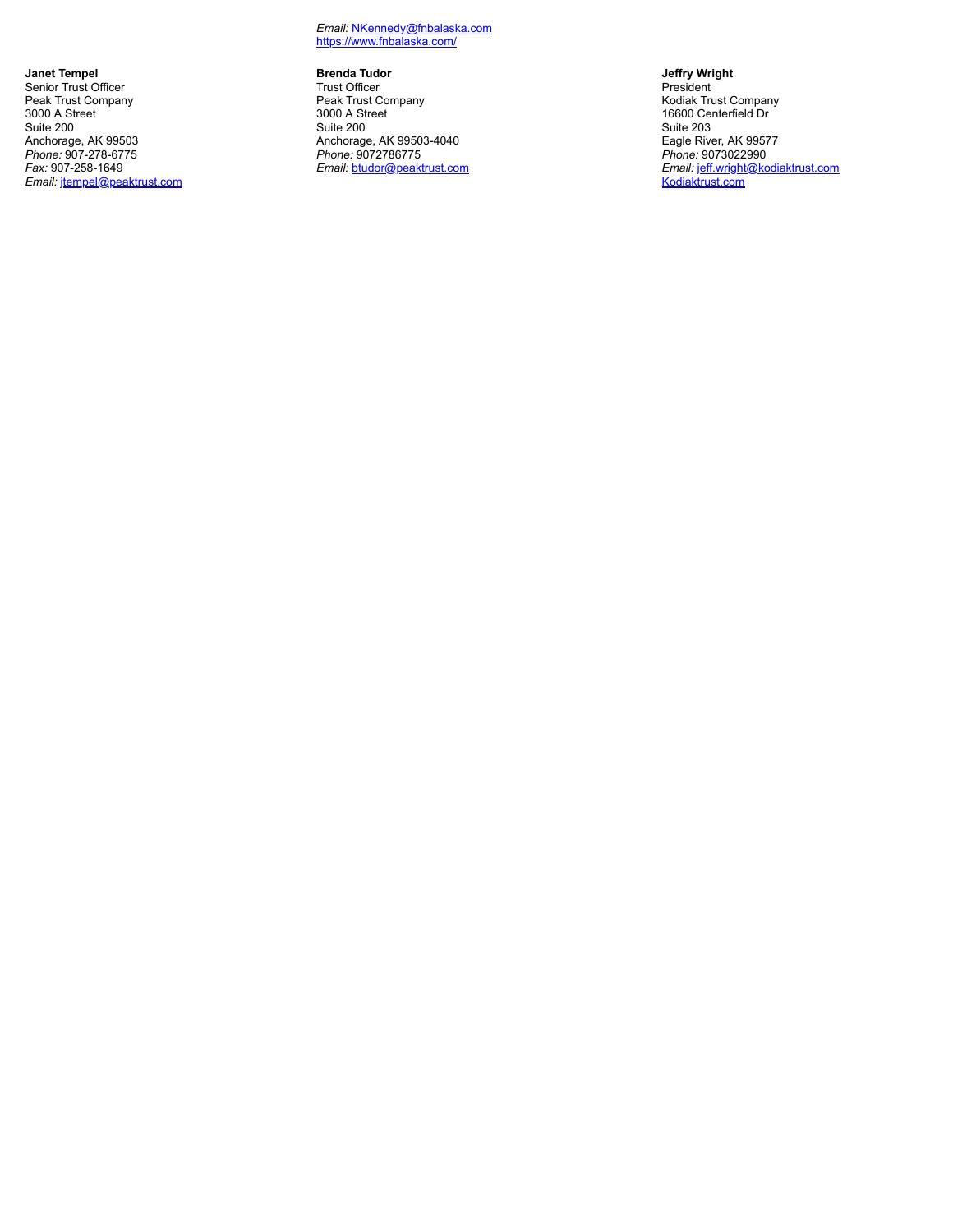*Email:* NKennedy@fnbalaska.com
https://www.fnbalaska.com/

**Janet Tempel**
Senior Trust Officer
Peak Trust Company
3000 A Street
Suite 200
Anchorage, AK 99503
*Phone:* 907-278-6775
*Fax:* 907-258-1649
*Email:* jtempel@peaktrust.com

**Brenda Tudor**
Trust Officer
Peak Trust Company
3000 A Street
Suite 200
Anchorage, AK 99503-4040
*Phone:* 9072786775
*Email:* btudor@peaktrust.com

**Jeffry Wright**
President
Kodiak Trust Company
16600 Centerfield Dr
Suite 203
Eagle River, AK 99577
*Phone:* 9073022990
*Email:* jeff.wright@kodiaktrust.com
Kodiaktrust.com